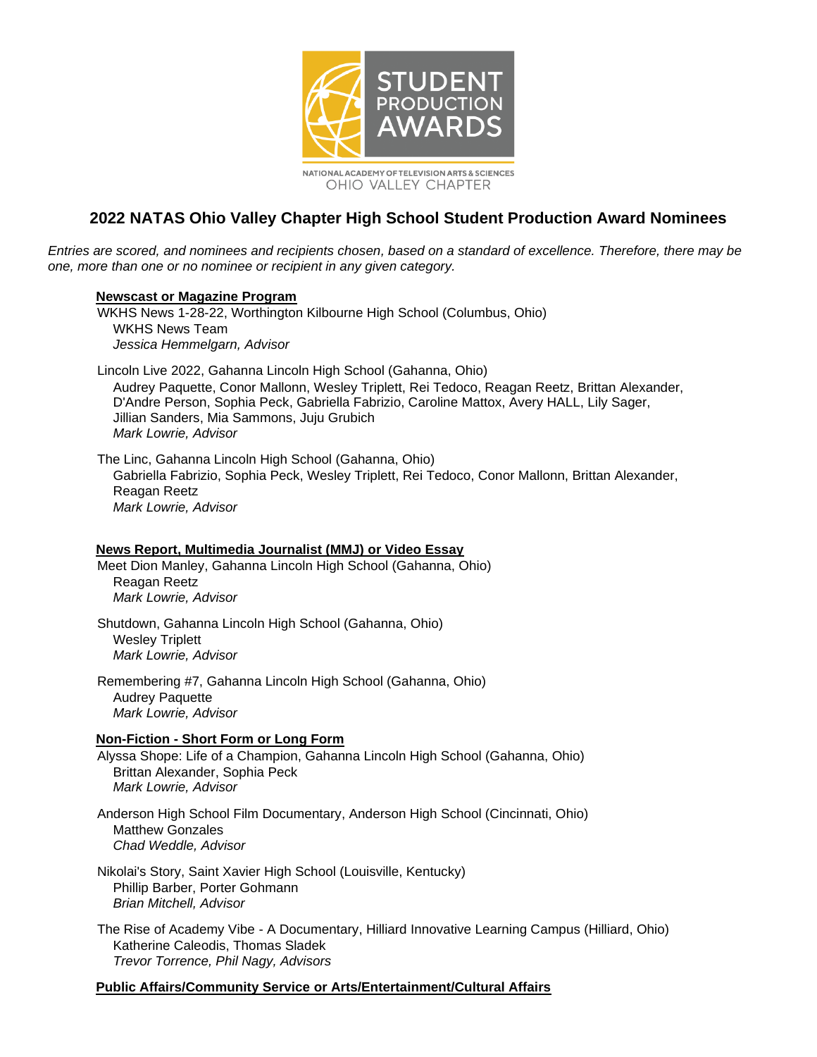STUDENT PRODUCTION AWARDS

NATIONAL ACADEMY OF TELEVISION ARTS & SCIENCES
OHIO VALLEY CHAPTER

# 2022 NATAS Ohio Valley Chapter High School Student Production Award Nominees

*Entries are scored, and nominees and recipients chosen, based on a standard of excellence. Therefore, there may be one, more than one or no nominee or recipient in any given category.*

## Newscast or Magazine Program

WKHS News 1-28-22, Worthington Kilbourne High School (Columbus, Ohio)
WKHS News Team
*Jessica Hemmelgarn, Advisor*

Lincoln Live 2022, Gahanna Lincoln High School (Gahanna, Ohio)
Audrey Paquette, Conor Mallonn, Wesley Triplett, Rei Tedoco, Reagan Reetz, Brittan Alexander, D'Andre Person, Sophia Peck, Gabriella Fabrizio, Caroline Mattox, Avery HALL, Lily Sager, Jillian Sanders, Mia Sammons, Juju Grubich
*Mark Lowrie, Advisor*

The Linc, Gahanna Lincoln High School (Gahanna, Ohio)
Gabriella Fabrizio, Sophia Peck, Wesley Triplett, Rei Tedoco, Conor Mallonn, Brittan Alexander, Reagan Reetz
*Mark Lowrie, Advisor*

## News Report, Multimedia Journalist (MMJ) or Video Essay

Meet Dion Manley, Gahanna Lincoln High School (Gahanna, Ohio)
Reagan Reetz
*Mark Lowrie, Advisor*

Shutdown, Gahanna Lincoln High School (Gahanna, Ohio)
Wesley Triplett
*Mark Lowrie, Advisor*

Remembering #7, Gahanna Lincoln High School (Gahanna, Ohio)
Audrey Paquette
*Mark Lowrie, Advisor*

## Non-Fiction - Short Form or Long Form

Alyssa Shope: Life of a Champion, Gahanna Lincoln High School (Gahanna, Ohio)
Brittan Alexander, Sophia Peck
*Mark Lowrie, Advisor*

Anderson High School Film Documentary, Anderson High School (Cincinnati, Ohio)
Matthew Gonzales
*Chad Weddle, Advisor*

Nikolai's Story, Saint Xavier High School (Louisville, Kentucky)
Phillip Barber, Porter Gohmann
*Brian Mitchell, Advisor*

The Rise of Academy Vibe - A Documentary, Hilliard Innovative Learning Campus (Hilliard, Ohio)
Katherine Caleodis, Thomas Sladek
*Trevor Torrence, Phil Nagy, Advisors*

## Public Affairs/Community Service or Arts/Entertainment/Cultural Affairs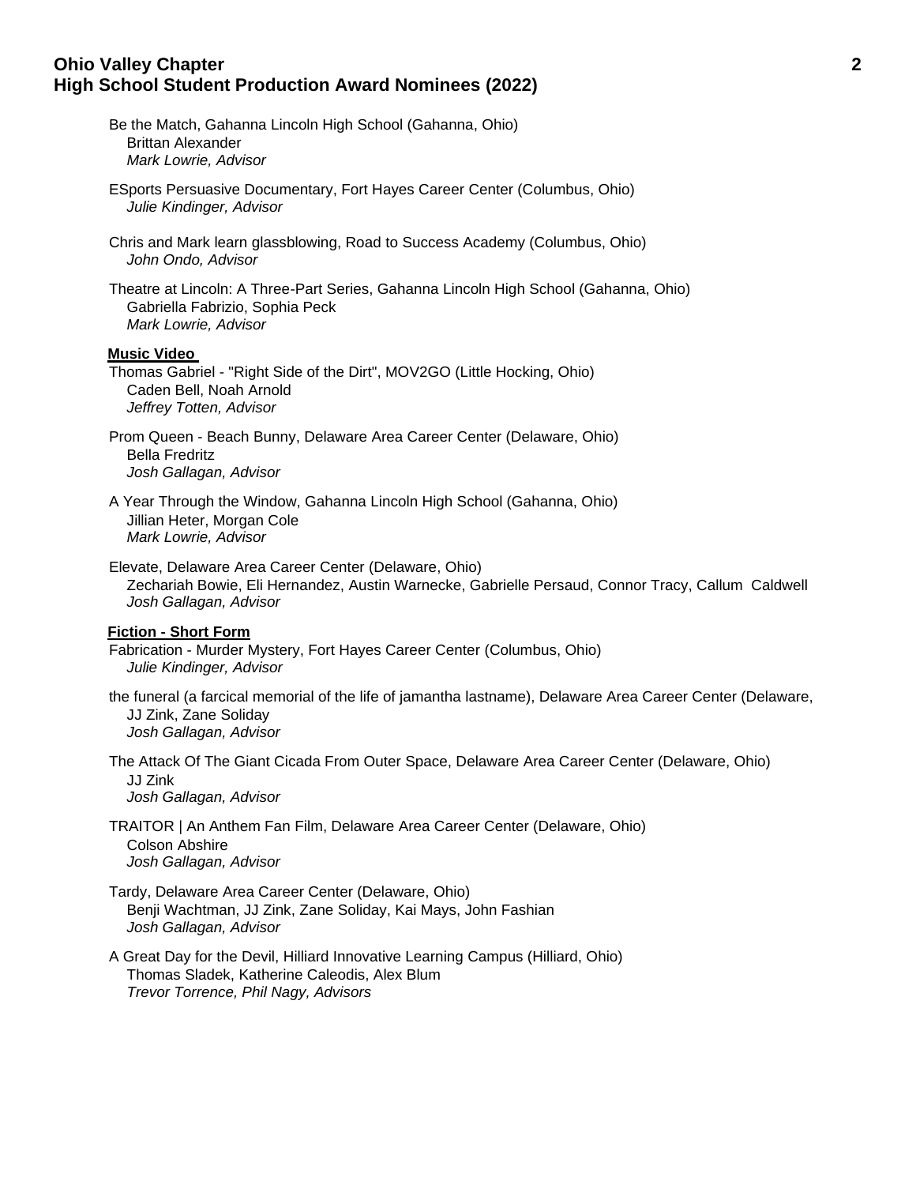Be the Match, Gahanna Lincoln High School (Gahanna, Ohio)
Brittan Alexander
*Mark Lowrie, Advisor*

ESports Persuasive Documentary, Fort Hayes Career Center (Columbus, Ohio)
*Julie Kindinger, Advisor*

Chris and Mark learn glassblowing, Road to Success Academy (Columbus, Ohio)
*John Ondo, Advisor*

Theatre at Lincoln: A Three-Part Series, Gahanna Lincoln High School (Gahanna, Ohio)
Gabriella Fabrizio, Sophia Peck
*Mark Lowrie, Advisor*

**Music Video**

Thomas Gabriel - "Right Side of the Dirt", MOV2GO (Little Hocking, Ohio)
Caden Bell, Noah Arnold
*Jeffrey Totten, Advisor*

Prom Queen - Beach Bunny, Delaware Area Career Center (Delaware, Ohio)
Bella Fredritz
*Josh Gallagan, Advisor*

A Year Through the Window, Gahanna Lincoln High School (Gahanna, Ohio)
Jillian Heter, Morgan Cole
*Mark Lowrie, Advisor*

Elevate, Delaware Area Career Center (Delaware, Ohio)
Zechariah Bowie, Eli Hernandez, Austin Warnecke, Gabrielle Persaud, Connor Tracy, Callum Caldwell
*Josh Gallagan, Advisor*

**Fiction - Short Form**

Fabrication - Murder Mystery, Fort Hayes Career Center (Columbus, Ohio)
*Julie Kindinger, Advisor*

the funeral (a farcical memorial of the life of jamantha lastname), Delaware Area Career Center (Delaware,
JJ Zink, Zane Soliday
*Josh Gallagan, Advisor*

The Attack Of The Giant Cicada From Outer Space, Delaware Area Career Center (Delaware, Ohio)
JJ Zink
*Josh Gallagan, Advisor*

TRAITOR | An Anthem Fan Film, Delaware Area Career Center (Delaware, Ohio)
Colson Abshire
*Josh Gallagan, Advisor*

Tardy, Delaware Area Career Center (Delaware, Ohio)
Benji Wachtman, JJ Zink, Zane Soliday, Kai Mays, John Fashian
*Josh Gallagan, Advisor*

A Great Day for the Devil, Hilliard Innovative Learning Campus (Hilliard, Ohio)
Thomas Sladek, Katherine Caleodis, Alex Blum
*Trevor Torrence, Phil Nagy, Advisors*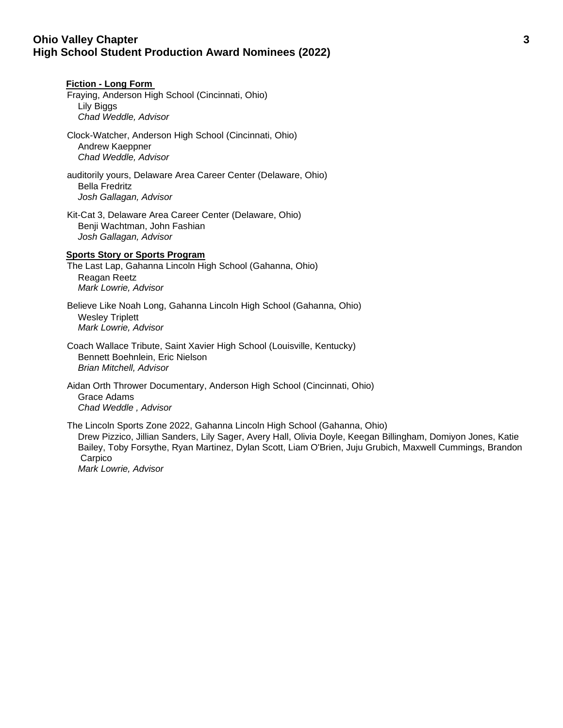**Fiction - Long Form**

Fraying, Anderson High School (Cincinnati, Ohio)
Lily Biggs
*Chad Weddle, Advisor*

Clock-Watcher, Anderson High School (Cincinnati, Ohio)
Andrew Kaeppner
*Chad Weddle, Advisor*

auditorily yours, Delaware Area Career Center (Delaware, Ohio)
Bella Fredritz
*Josh Gallagan, Advisor*

Kit-Cat 3, Delaware Area Career Center (Delaware, Ohio)
Benji Wachtman, John Fashian
*Josh Gallagan, Advisor*

**Sports Story or Sports Program**

The Last Lap, Gahanna Lincoln High School (Gahanna, Ohio)
Reagan Reetz
*Mark Lowrie, Advisor*

Believe Like Noah Long, Gahanna Lincoln High School (Gahanna, Ohio)
Wesley Triplett
*Mark Lowrie, Advisor*

Coach Wallace Tribute, Saint Xavier High School (Louisville, Kentucky)
Bennett Boehnlein, Eric Nielson
*Brian Mitchell, Advisor*

Aidan Orth Thrower Documentary, Anderson High School (Cincinnati, Ohio)
Grace Adams
*Chad Weddle , Advisor*

The Lincoln Sports Zone 2022, Gahanna Lincoln High School (Gahanna, Ohio)
Drew Pizzico, Jillian Sanders, Lily Sager, Avery Hall, Olivia Doyle, Keegan Billingham, Domiyon Jones, Katie Bailey, Toby Forsythe, Ryan Martinez, Dylan Scott, Liam O'Brien, Juju Grubich, Maxwell Cummings, Brandon Carpico
*Mark Lowrie, Advisor*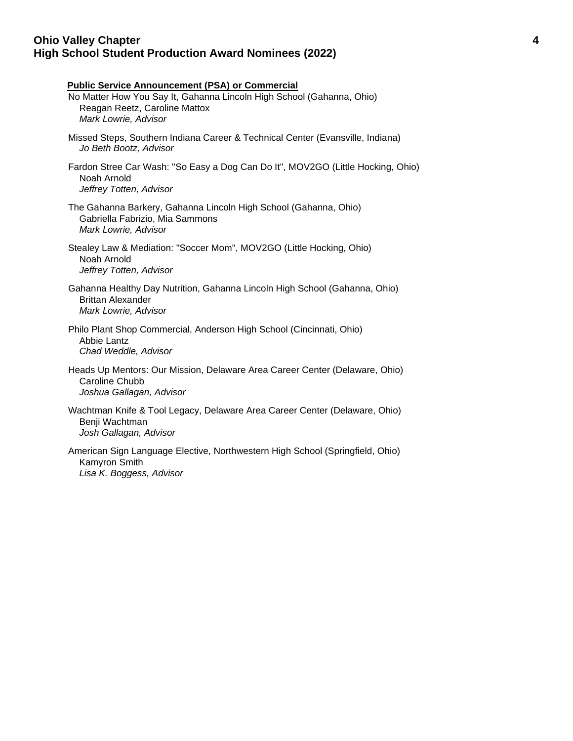### Public Service Announcement (PSA) or Commercial

No Matter How You Say It, Gahanna Lincoln High School (Gahanna, Ohio)
Reagan Reetz, Caroline Mattox
*Mark Lowrie, Advisor*

Missed Steps, Southern Indiana Career & Technical Center (Evansville, Indiana)
*Jo Beth Bootz, Advisor*

Fardon Stree Car Wash: "So Easy a Dog Can Do It", MOV2GO (Little Hocking, Ohio)
Noah Arnold
*Jeffrey Totten, Advisor*

The Gahanna Barkery, Gahanna Lincoln High School (Gahanna, Ohio)
Gabriella Fabrizio, Mia Sammons
*Mark Lowrie, Advisor*

Stealey Law & Mediation: "Soccer Mom", MOV2GO (Little Hocking, Ohio)
Noah Arnold
*Jeffrey Totten, Advisor*

Gahanna Healthy Day Nutrition, Gahanna Lincoln High School (Gahanna, Ohio)
Brittan Alexander
*Mark Lowrie, Advisor*

Philo Plant Shop Commercial, Anderson High School (Cincinnati, Ohio)
Abbie Lantz
*Chad Weddle, Advisor*

Heads Up Mentors: Our Mission, Delaware Area Career Center (Delaware, Ohio)
Caroline Chubb
*Joshua Gallagan, Advisor*

Wachtman Knife & Tool Legacy, Delaware Area Career Center (Delaware, Ohio)
Benji Wachtman
*Josh Gallagan, Advisor*

American Sign Language Elective, Northwestern High School (Springfield, Ohio)
Kamyron Smith
*Lisa K. Boggess, Advisor*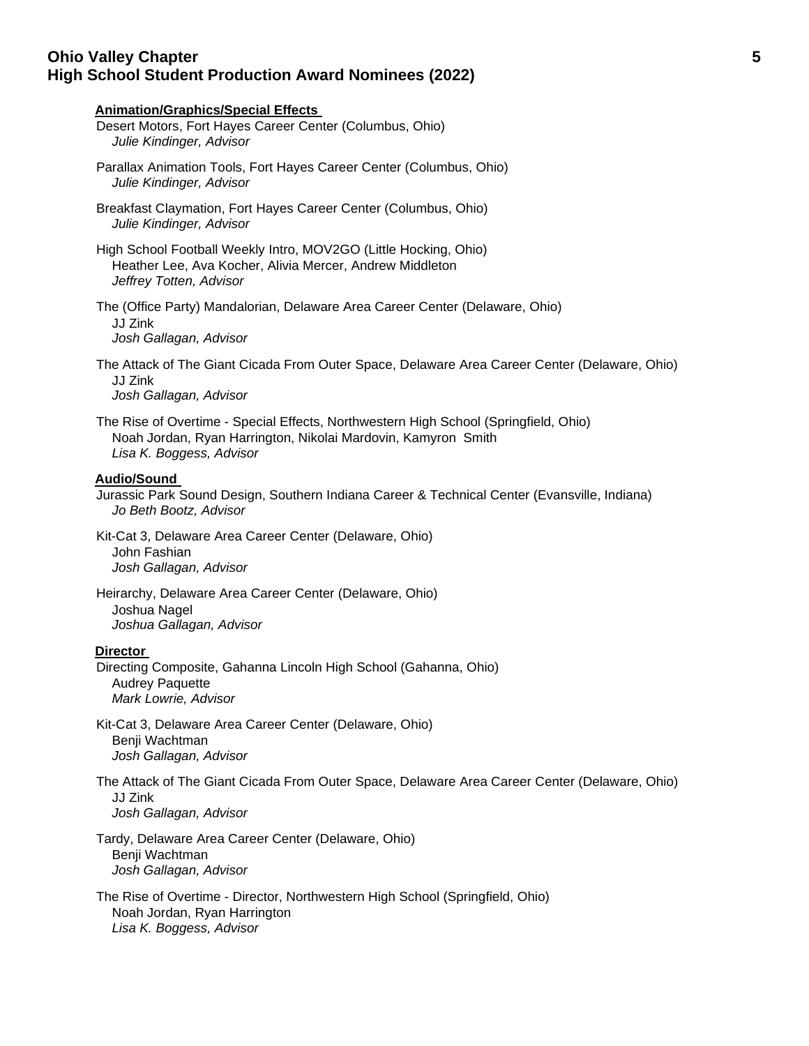## Animation/Graphics/Special Effects

Desert Motors, Fort Hayes Career Center (Columbus, Ohio)
*Julie Kindinger, Advisor*

Parallax Animation Tools, Fort Hayes Career Center (Columbus, Ohio)
*Julie Kindinger, Advisor*

Breakfast Claymation, Fort Hayes Career Center (Columbus, Ohio)
*Julie Kindinger, Advisor*

High School Football Weekly Intro, MOV2GO (Little Hocking, Ohio)
Heather Lee, Ava Kocher, Alivia Mercer, Andrew Middleton
*Jeffrey Totten, Advisor*

The (Office Party) Mandalorian, Delaware Area Career Center (Delaware, Ohio)
JJ Zink
*Josh Gallagan, Advisor*

The Attack of The Giant Cicada From Outer Space, Delaware Area Career Center (Delaware, Ohio)
JJ Zink
*Josh Gallagan, Advisor*

The Rise of Overtime - Special Effects, Northwestern High School (Springfield, Ohio)
Noah Jordan, Ryan Harrington, Nikolai Mardovin, Kamyron Smith
*Lisa K. Boggess, Advisor*

## Audio/Sound

Jurassic Park Sound Design, Southern Indiana Career & Technical Center (Evansville, Indiana)
*Jo Beth Bootz, Advisor*

Kit-Cat 3, Delaware Area Career Center (Delaware, Ohio)
John Fashian
*Josh Gallagan, Advisor*

Heirarchy, Delaware Area Career Center (Delaware, Ohio)
Joshua Nagel
*Joshua Gallagan, Advisor*

## Director

Directing Composite, Gahanna Lincoln High School (Gahanna, Ohio)
Audrey Paquette
*Mark Lowrie, Advisor*

Kit-Cat 3, Delaware Area Career Center (Delaware, Ohio)
Benji Wachtman
*Josh Gallagan, Advisor*

The Attack of The Giant Cicada From Outer Space, Delaware Area Career Center (Delaware, Ohio)
JJ Zink
*Josh Gallagan, Advisor*

Tardy, Delaware Area Career Center (Delaware, Ohio)
Benji Wachtman
*Josh Gallagan, Advisor*

The Rise of Overtime - Director, Northwestern High School (Springfield, Ohio)
Noah Jordan, Ryan Harrington
*Lisa K. Boggess, Advisor*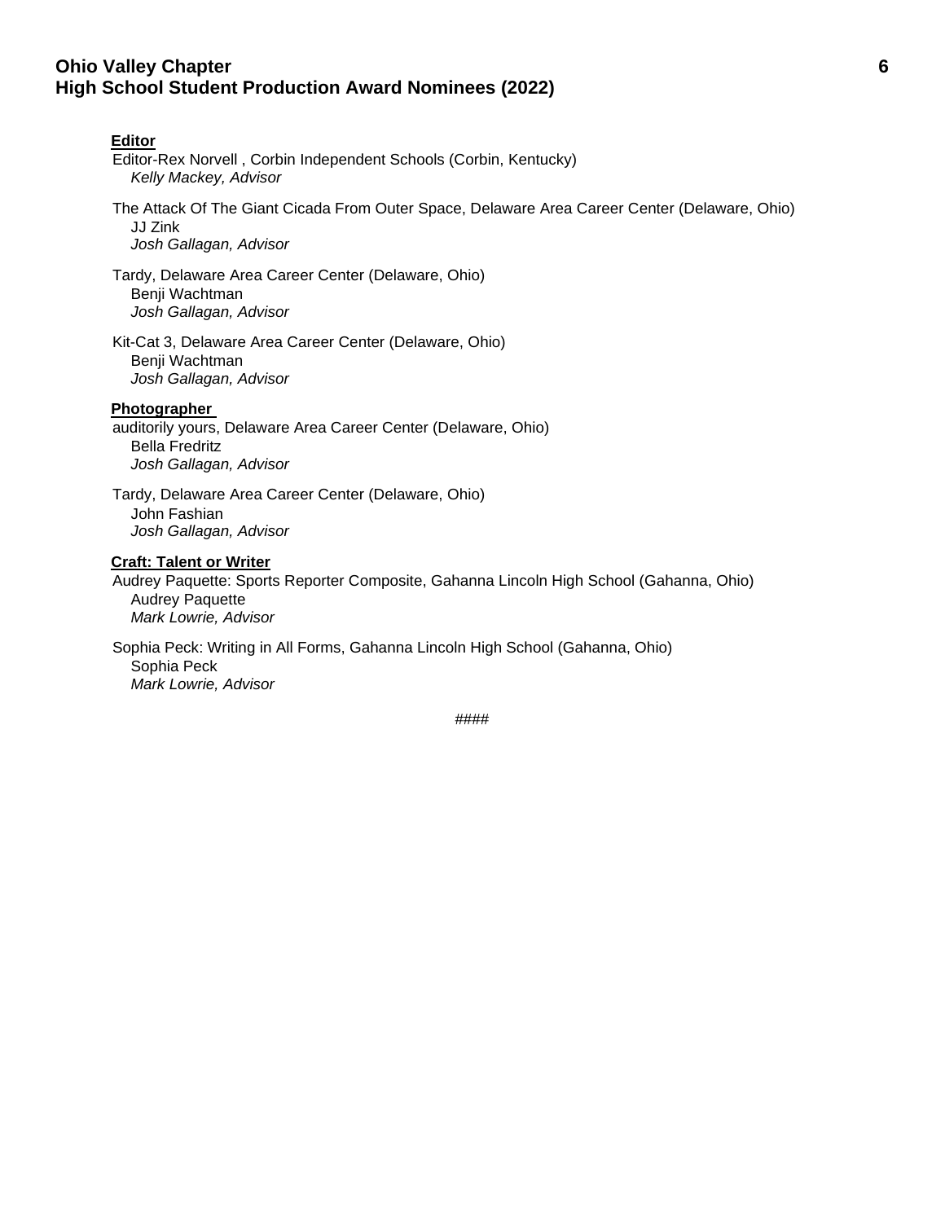**Editor**

Editor-Rex Norvell , Corbin Independent Schools (Corbin, Kentucky)
*Kelly Mackey, Advisor*

The Attack Of The Giant Cicada From Outer Space, Delaware Area Career Center (Delaware, Ohio)
JJ Zink
*Josh Gallagan, Advisor*

Tardy, Delaware Area Career Center (Delaware, Ohio)
Benji Wachtman
*Josh Gallagan, Advisor*

Kit-Cat 3, Delaware Area Career Center (Delaware, Ohio)
Benji Wachtman
*Josh Gallagan, Advisor*

**Photographer**

auditorily yours, Delaware Area Career Center (Delaware, Ohio)
Bella Fredritz
*Josh Gallagan, Advisor*

Tardy, Delaware Area Career Center (Delaware, Ohio)
John Fashian
*Josh Gallagan, Advisor*

**Craft: Talent or Writer**

Audrey Paquette: Sports Reporter Composite, Gahanna Lincoln High School (Gahanna, Ohio)
Audrey Paquette
*Mark Lowrie, Advisor*

Sophia Peck: Writing in All Forms, Gahanna Lincoln High School (Gahanna, Ohio)
Sophia Peck
*Mark Lowrie, Advisor*

####